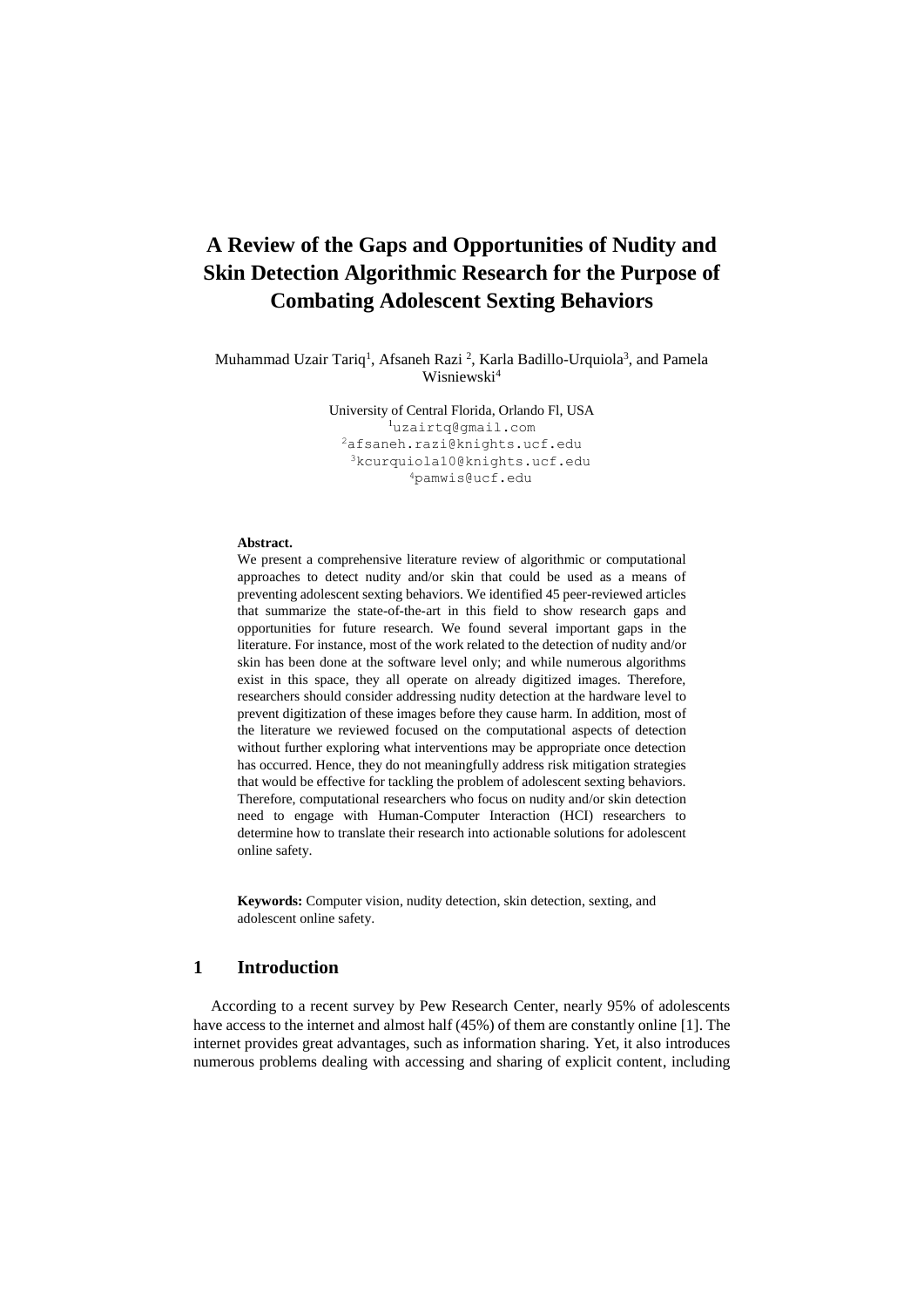# A Review of the Gaps and Opportunities of Nudity and Skin Detection Algorithmic Research for the Purpose of Combating Adolescent Sexting Behaviors

Muhammad Uzair Tariq[1], Afsaneh Razi [2], Karla Badillo-Urquiola[3], and Pamela Wisniewski[4]

University of Central Florida, Orlando Fl, USA
[1]uzairtq@gmail.com
[2]afsaneh.razi@knights.ucf.edu
[3]kcurquiola10@knights.ucf.edu
[4]pamwis@ucf.edu

**Abstract.**
We present a comprehensive literature review of algorithmic or computational approaches to detect nudity and/or skin that could be used as a means of preventing adolescent sexting behaviors. We identified 45 peer-reviewed articles that summarize the state-of-the-art in this field to show research gaps and opportunities for future research. We found several important gaps in the literature. For instance, most of the work related to the detection of nudity and/or skin has been done at the software level only; and while numerous algorithms exist in this space, they all operate on already digitized images. Therefore, researchers should consider addressing nudity detection at the hardware level to prevent digitization of these images before they cause harm. In addition, most of the literature we reviewed focused on the computational aspects of detection without further exploring what interventions may be appropriate once detection has occurred. Hence, they do not meaningfully address risk mitigation strategies that would be effective for tackling the problem of adolescent sexting behaviors. Therefore, computational researchers who focus on nudity and/or skin detection need to engage with Human-Computer Interaction (HCI) researchers to determine how to translate their research into actionable solutions for adolescent online safety.

**Keywords:** Computer vision, nudity detection, skin detection, sexting, and adolescent online safety.

## 1 Introduction

According to a recent survey by Pew Research Center, nearly 95% of adolescents have access to the internet and almost half (45%) of them are constantly online [1]. The internet provides great advantages, such as information sharing. Yet, it also introduces numerous problems dealing with accessing and sharing of explicit content, including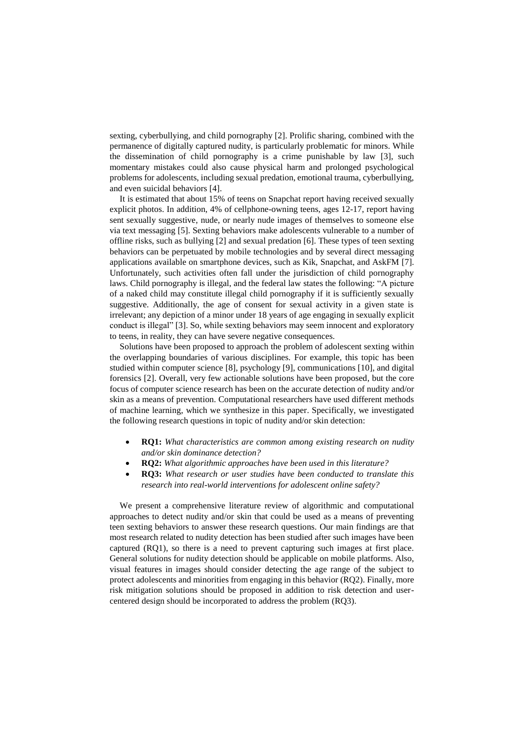sexting, cyberbullying, and child pornography [2]. Prolific sharing, combined with the permanence of digitally captured nudity, is particularly problematic for minors. While the dissemination of child pornography is a crime punishable by law [3], such momentary mistakes could also cause physical harm and prolonged psychological problems for adolescents, including sexual predation, emotional trauma, cyberbullying, and even suicidal behaviors [4].

It is estimated that about 15% of teens on Snapchat report having received sexually explicit photos. In addition, 4% of cellphone-owning teens, ages 12-17, report having sent sexually suggestive, nude, or nearly nude images of themselves to someone else via text messaging [5]. Sexting behaviors make adolescents vulnerable to a number of offline risks, such as bullying [2] and sexual predation [6]. These types of teen sexting behaviors can be perpetuated by mobile technologies and by several direct messaging applications available on smartphone devices, such as Kik, Snapchat, and AskFM [7]. Unfortunately, such activities often fall under the jurisdiction of child pornography laws. Child pornography is illegal, and the federal law states the following: "A picture of a naked child may constitute illegal child pornography if it is sufficiently sexually suggestive. Additionally, the age of consent for sexual activity in a given state is irrelevant; any depiction of a minor under 18 years of age engaging in sexually explicit conduct is illegal" [3]. So, while sexting behaviors may seem innocent and exploratory to teens, in reality, they can have severe negative consequences.

Solutions have been proposed to approach the problem of adolescent sexting within the overlapping boundaries of various disciplines. For example, this topic has been studied within computer science [8], psychology [9], communications [10], and digital forensics [2]. Overall, very few actionable solutions have been proposed, but the core focus of computer science research has been on the accurate detection of nudity and/or skin as a means of prevention. Computational researchers have used different methods of machine learning, which we synthesize in this paper. Specifically, we investigated the following research questions in topic of nudity and/or skin detection:

- **RQ1:** *What characteristics are common among existing research on nudity and/or skin dominance detection?*
- **RQ2:** *What algorithmic approaches have been used in this literature?*
- **RQ3:** *What research or user studies have been conducted to translate this research into real-world interventions for adolescent online safety?*

We present a comprehensive literature review of algorithmic and computational approaches to detect nudity and/or skin that could be used as a means of preventing teen sexting behaviors to answer these research questions. Our main findings are that most research related to nudity detection has been studied after such images have been captured (RQ1), so there is a need to prevent capturing such images at first place. General solutions for nudity detection should be applicable on mobile platforms. Also, visual features in images should consider detecting the age range of the subject to protect adolescents and minorities from engaging in this behavior (RQ2). Finally, more risk mitigation solutions should be proposed in addition to risk detection and user-centered design should be incorporated to address the problem (RQ3).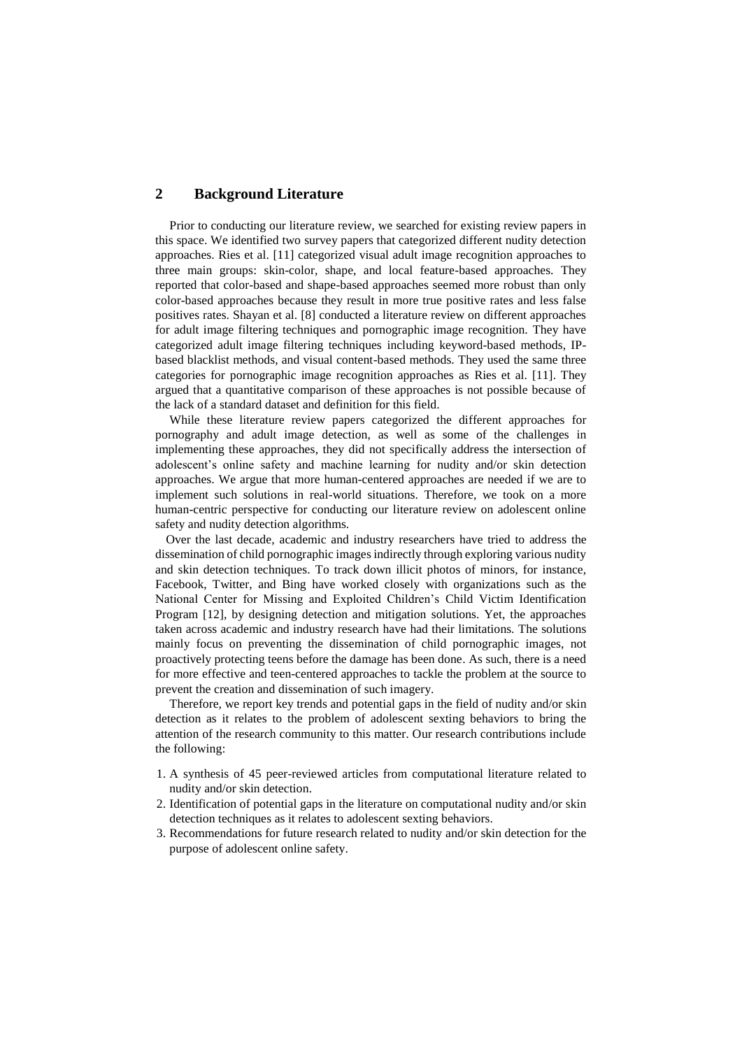## 2 Background Literature

Prior to conducting our literature review, we searched for existing review papers in this space. We identified two survey papers that categorized different nudity detection approaches. Ries et al. [11] categorized visual adult image recognition approaches to three main groups: skin-color, shape, and local feature-based approaches. They reported that color-based and shape-based approaches seemed more robust than only color-based approaches because they result in more true positive rates and less false positives rates. Shayan et al. [8] conducted a literature review on different approaches for adult image filtering techniques and pornographic image recognition. They have categorized adult image filtering techniques including keyword-based methods, IP-based blacklist methods, and visual content-based methods. They used the same three categories for pornographic image recognition approaches as Ries et al. [11]. They argued that a quantitative comparison of these approaches is not possible because of the lack of a standard dataset and definition for this field.

While these literature review papers categorized the different approaches for pornography and adult image detection, as well as some of the challenges in implementing these approaches, they did not specifically address the intersection of adolescent's online safety and machine learning for nudity and/or skin detection approaches. We argue that more human-centered approaches are needed if we are to implement such solutions in real-world situations. Therefore, we took on a more human-centric perspective for conducting our literature review on adolescent online safety and nudity detection algorithms.

Over the last decade, academic and industry researchers have tried to address the dissemination of child pornographic images indirectly through exploring various nudity and skin detection techniques. To track down illicit photos of minors, for instance, Facebook, Twitter, and Bing have worked closely with organizations such as the National Center for Missing and Exploited Children's Child Victim Identification Program [12], by designing detection and mitigation solutions. Yet, the approaches taken across academic and industry research have had their limitations. The solutions mainly focus on preventing the dissemination of child pornographic images, not proactively protecting teens before the damage has been done. As such, there is a need for more effective and teen-centered approaches to tackle the problem at the source to prevent the creation and dissemination of such imagery.

Therefore, we report key trends and potential gaps in the field of nudity and/or skin detection as it relates to the problem of adolescent sexting behaviors to bring the attention of the research community to this matter. Our research contributions include the following:

1. A synthesis of 45 peer-reviewed articles from computational literature related to nudity and/or skin detection.
2. Identification of potential gaps in the literature on computational nudity and/or skin detection techniques as it relates to adolescent sexting behaviors.
3. Recommendations for future research related to nudity and/or skin detection for the purpose of adolescent online safety.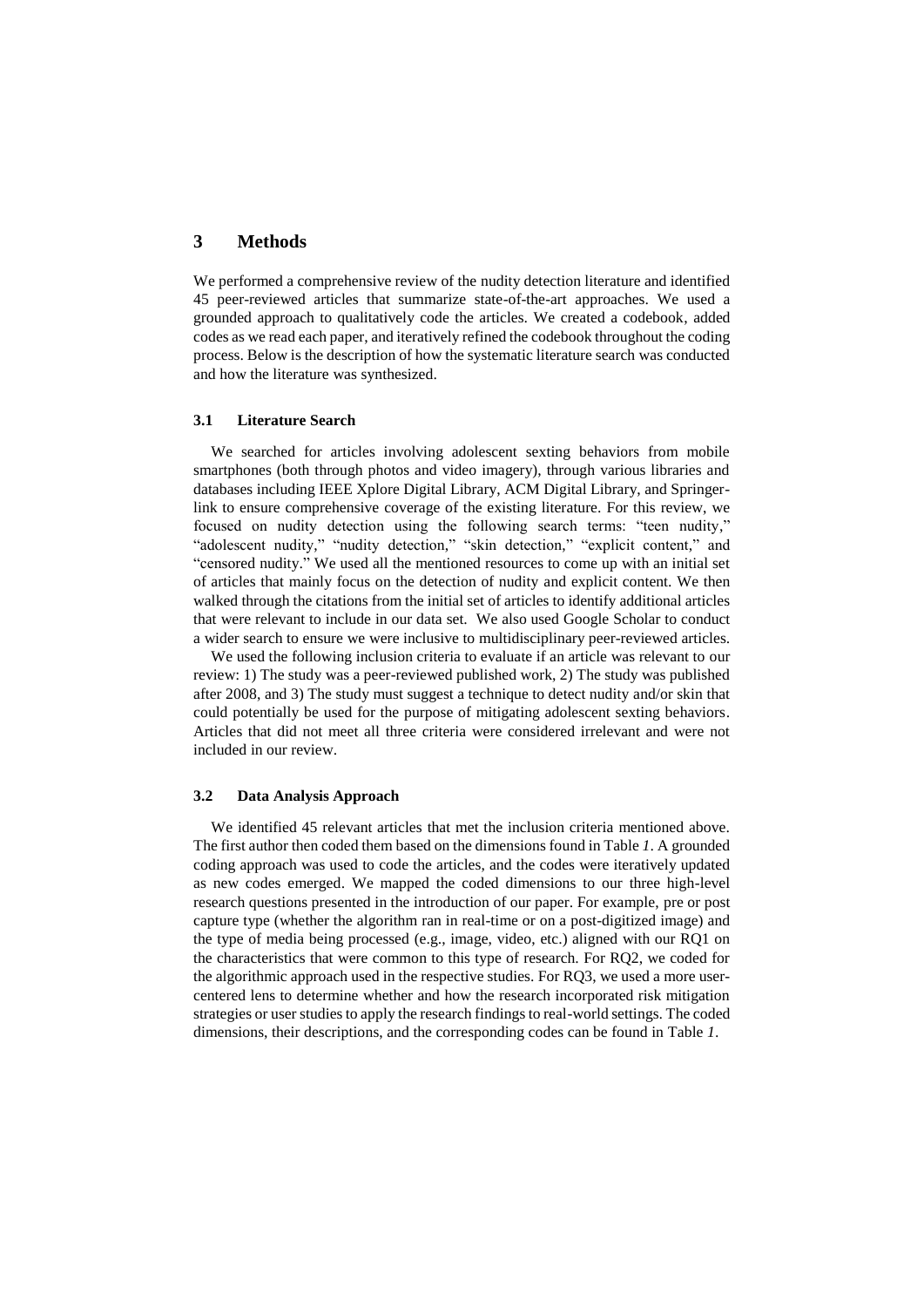## 3 Methods

We performed a comprehensive review of the nudity detection literature and identified 45 peer-reviewed articles that summarize state-of-the-art approaches. We used a grounded approach to qualitatively code the articles. We created a codebook, added codes as we read each paper, and iteratively refined the codebook throughout the coding process. Below is the description of how the systematic literature search was conducted and how the literature was synthesized.

### 3.1 Literature Search

We searched for articles involving adolescent sexting behaviors from mobile smartphones (both through photos and video imagery), through various libraries and databases including IEEE Xplore Digital Library, ACM Digital Library, and Springer-link to ensure comprehensive coverage of the existing literature. For this review, we focused on nudity detection using the following search terms: "teen nudity," "adolescent nudity," "nudity detection," "skin detection," "explicit content," and "censored nudity." We used all the mentioned resources to come up with an initial set of articles that mainly focus on the detection of nudity and explicit content. We then walked through the citations from the initial set of articles to identify additional articles that were relevant to include in our data set. We also used Google Scholar to conduct a wider search to ensure we were inclusive to multidisciplinary peer-reviewed articles.

We used the following inclusion criteria to evaluate if an article was relevant to our review: 1) The study was a peer-reviewed published work, 2) The study was published after 2008, and 3) The study must suggest a technique to detect nudity and/or skin that could potentially be used for the purpose of mitigating adolescent sexting behaviors. Articles that did not meet all three criteria were considered irrelevant and were not included in our review.

### 3.2 Data Analysis Approach

We identified 45 relevant articles that met the inclusion criteria mentioned above. The first author then coded them based on the dimensions found in Table *1*. A grounded coding approach was used to code the articles, and the codes were iteratively updated as new codes emerged. We mapped the coded dimensions to our three high-level research questions presented in the introduction of our paper. For example, pre or post capture type (whether the algorithm ran in real-time or on a post-digitized image) and the type of media being processed (e.g., image, video, etc.) aligned with our RQ1 on the characteristics that were common to this type of research. For RQ2, we coded for the algorithmic approach used in the respective studies. For RQ3, we used a more user-centered lens to determine whether and how the research incorporated risk mitigation strategies or user studies to apply the research findings to real-world settings. The coded dimensions, their descriptions, and the corresponding codes can be found in Table *1*.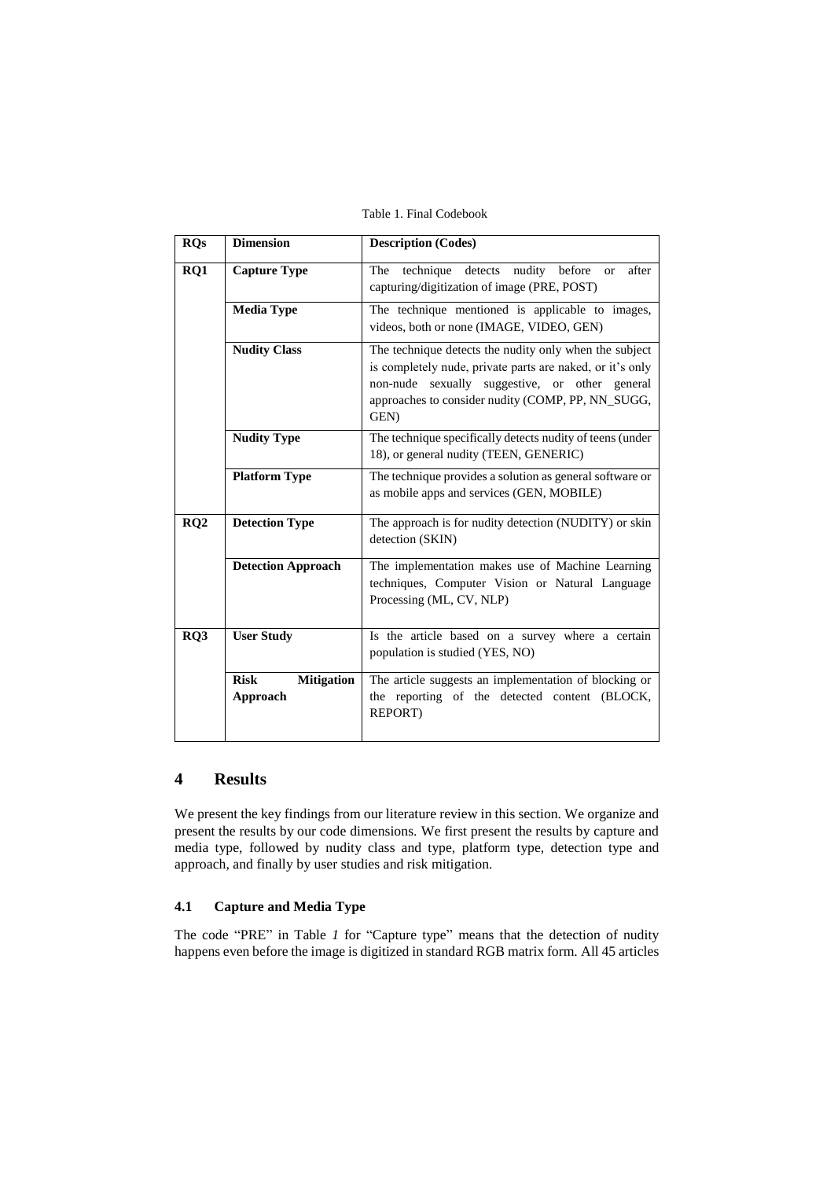Table 1. Final Codebook

| RQs | Dimension | Description (Codes) |
|---|---|---|
| RQ1 | Capture Type | The technique detects nudity before or after capturing/digitization of image (PRE, POST) |
| | Media Type | The technique mentioned is applicable to images, videos, both or none (IMAGE, VIDEO, GEN) |
| | Nudity Class | The technique detects the nudity only when the subject is completely nude, private parts are naked, or it's only non-nude sexually suggestive, or other general approaches to consider nudity (COMP, PP, NN_SUGG, GEN) |
| | Nudity Type | The technique specifically detects nudity of teens (under 18), or general nudity (TEEN, GENERIC) |
| | Platform Type | The technique provides a solution as general software or as mobile apps and services (GEN, MOBILE) |
| RQ2 | Detection Type | The approach is for nudity detection (NUDITY) or skin detection (SKIN) |
| | Detection Approach | The implementation makes use of Machine Learning techniques, Computer Vision or Natural Language Processing (ML, CV, NLP) |
| RQ3 | User Study | Is the article based on a survey where a certain population is studied (YES, NO) |
| | Risk Mitigation Approach | The article suggests an implementation of blocking or the reporting of the detected content (BLOCK, REPORT) |

## 4 Results

We present the key findings from our literature review in this section. We organize and present the results by our code dimensions. We first present the results by capture and media type, followed by nudity class and type, platform type, detection type and approach, and finally by user studies and risk mitigation.

### 4.1 Capture and Media Type

The code "PRE" in Table *1* for "Capture type" means that the detection of nudity happens even before the image is digitized in standard RGB matrix form. All 45 articles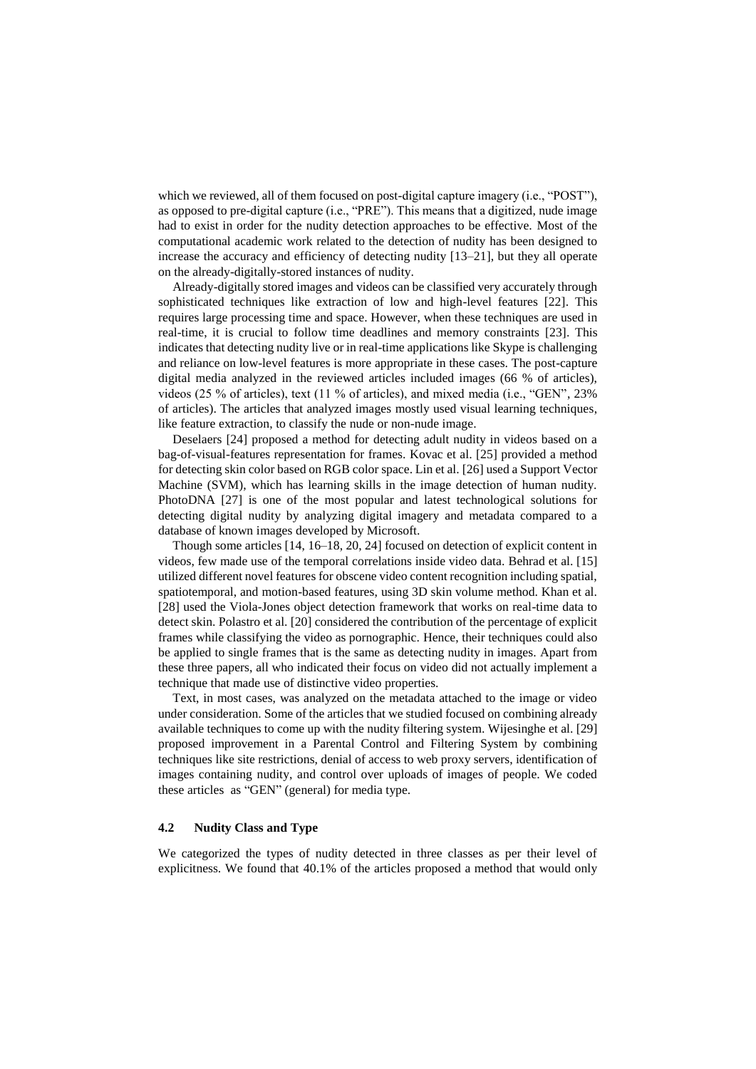which we reviewed, all of them focused on post-digital capture imagery (i.e., "POST"), as opposed to pre-digital capture (i.e., "PRE"). This means that a digitized, nude image had to exist in order for the nudity detection approaches to be effective. Most of the computational academic work related to the detection of nudity has been designed to increase the accuracy and efficiency of detecting nudity [13–21], but they all operate on the already-digitally-stored instances of nudity.

Already-digitally stored images and videos can be classified very accurately through sophisticated techniques like extraction of low and high-level features [22]. This requires large processing time and space. However, when these techniques are used in real-time, it is crucial to follow time deadlines and memory constraints [23]. This indicates that detecting nudity live or in real-time applications like Skype is challenging and reliance on low-level features is more appropriate in these cases. The post-capture digital media analyzed in the reviewed articles included images (66 % of articles), videos (25 % of articles), text (11 % of articles), and mixed media (i.e., "GEN", 23% of articles). The articles that analyzed images mostly used visual learning techniques, like feature extraction, to classify the nude or non-nude image.

Deselaers [24] proposed a method for detecting adult nudity in videos based on a bag-of-visual-features representation for frames. Kovac et al. [25] provided a method for detecting skin color based on RGB color space. Lin et al. [26] used a Support Vector Machine (SVM), which has learning skills in the image detection of human nudity. PhotoDNA [27] is one of the most popular and latest technological solutions for detecting digital nudity by analyzing digital imagery and metadata compared to a database of known images developed by Microsoft.

Though some articles [14, 16–18, 20, 24] focused on detection of explicit content in videos, few made use of the temporal correlations inside video data. Behrad et al. [15] utilized different novel features for obscene video content recognition including spatial, spatiotemporal, and motion-based features, using 3D skin volume method. Khan et al. [28] used the Viola-Jones object detection framework that works on real-time data to detect skin. Polastro et al. [20] considered the contribution of the percentage of explicit frames while classifying the video as pornographic. Hence, their techniques could also be applied to single frames that is the same as detecting nudity in images. Apart from these three papers, all who indicated their focus on video did not actually implement a technique that made use of distinctive video properties.

Text, in most cases, was analyzed on the metadata attached to the image or video under consideration. Some of the articles that we studied focused on combining already available techniques to come up with the nudity filtering system. Wijesinghe et al. [29] proposed improvement in a Parental Control and Filtering System by combining techniques like site restrictions, denial of access to web proxy servers, identification of images containing nudity, and control over uploads of images of people. We coded these articles as "GEN" (general) for media type.

### 4.2 Nudity Class and Type

We categorized the types of nudity detected in three classes as per their level of explicitness. We found that 40.1% of the articles proposed a method that would only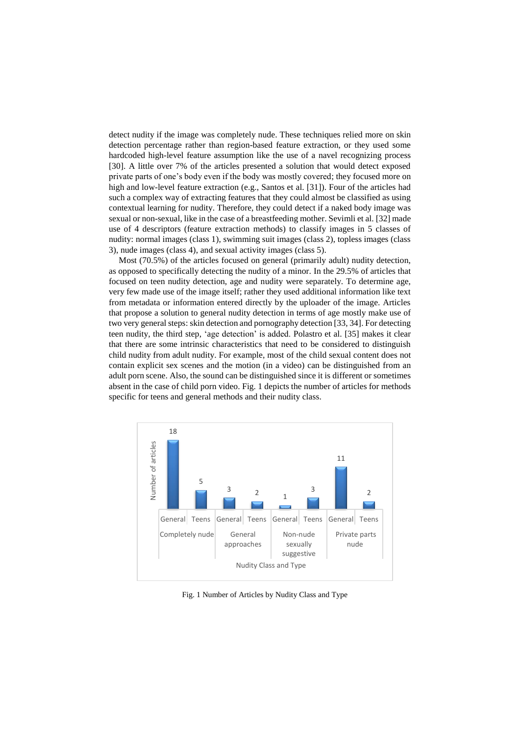detect nudity if the image was completely nude. These techniques relied more on skin detection percentage rather than region-based feature extraction, or they used some hardcoded high-level feature assumption like the use of a navel recognizing process [30]. A little over 7% of the articles presented a solution that would detect exposed private parts of one's body even if the body was mostly covered; they focused more on high and low-level feature extraction (e.g., Santos et al. [31]). Four of the articles had such a complex way of extracting features that they could almost be classified as using contextual learning for nudity. Therefore, they could detect if a naked body image was sexual or non-sexual, like in the case of a breastfeeding mother. Sevimli et al. [32] made use of 4 descriptors (feature extraction methods) to classify images in 5 classes of nudity: normal images (class 1), swimming suit images (class 2), topless images (class 3), nude images (class 4), and sexual activity images (class 5).

Most (70.5%) of the articles focused on general (primarily adult) nudity detection, as opposed to specifically detecting the nudity of a minor. In the 29.5% of articles that focused on teen nudity detection, age and nudity were separately. To determine age, very few made use of the image itself; rather they used additional information like text from metadata or information entered directly by the uploader of the image. Articles that propose a solution to general nudity detection in terms of age mostly make use of two very general steps: skin detection and pornography detection [33, 34]. For detecting teen nudity, the third step, 'age detection' is added. Polastro et al. [35] makes it clear that there are some intrinsic characteristics that need to be considered to distinguish child nudity from adult nudity. For example, most of the child sexual content does not contain explicit sex scenes and the motion (in a video) can be distinguished from an adult porn scene. Also, the sound can be distinguished since it is different or sometimes absent in the case of child porn video. Fig. 1 depicts the number of articles for methods specific for teens and general methods and their nudity class.

| Nudity Class | Type | Number of articles |
|---|---|---|
| Completely nude | General | 18 |
| Completely nude | Teens | 5 |
| General approaches | General | 3 |
| General approaches | Teens | 2 |
| Non-nude sexually suggestive | General | 1 |
| Non-nude sexually suggestive | Teens | 3 |
| Private parts nude | General | 11 |
| Private parts nude | Teens | 2 |

Fig. 1 Number of Articles by Nudity Class and Type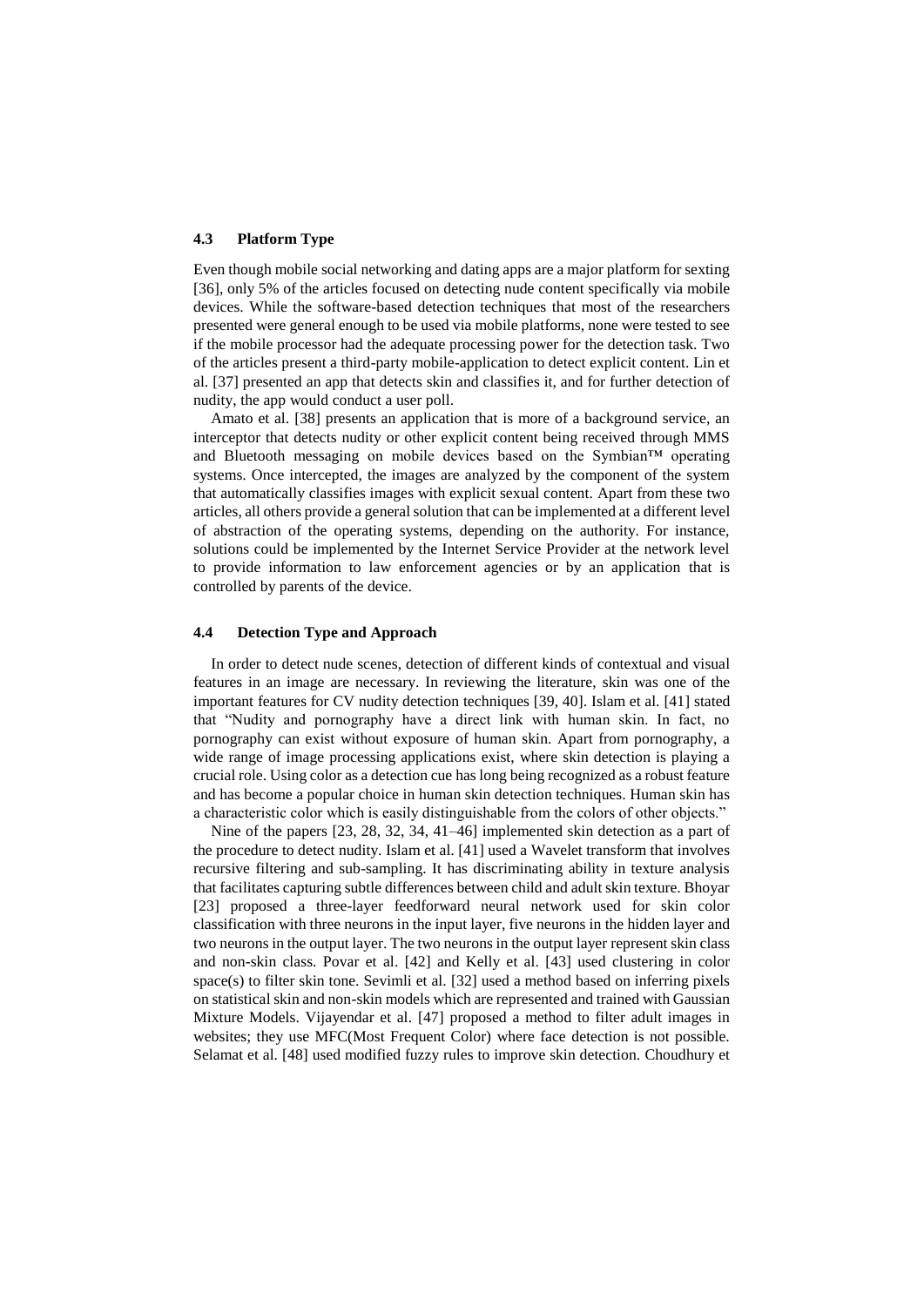### 4.3 Platform Type

Even though mobile social networking and dating apps are a major platform for sexting [36], only 5% of the articles focused on detecting nude content specifically via mobile devices. While the software-based detection techniques that most of the researchers presented were general enough to be used via mobile platforms, none were tested to see if the mobile processor had the adequate processing power for the detection task. Two of the articles present a third-party mobile-application to detect explicit content. Lin et al. [37] presented an app that detects skin and classifies it, and for further detection of nudity, the app would conduct a user poll.

Amato et al. [38] presents an application that is more of a background service, an interceptor that detects nudity or other explicit content being received through MMS and Bluetooth messaging on mobile devices based on the Symbian™ operating systems. Once intercepted, the images are analyzed by the component of the system that automatically classifies images with explicit sexual content. Apart from these two articles, all others provide a general solution that can be implemented at a different level of abstraction of the operating systems, depending on the authority. For instance, solutions could be implemented by the Internet Service Provider at the network level to provide information to law enforcement agencies or by an application that is controlled by parents of the device.

### 4.4 Detection Type and Approach

In order to detect nude scenes, detection of different kinds of contextual and visual features in an image are necessary. In reviewing the literature, skin was one of the important features for CV nudity detection techniques [39, 40]. Islam et al. [41] stated that "Nudity and pornography have a direct link with human skin. In fact, no pornography can exist without exposure of human skin. Apart from pornography, a wide range of image processing applications exist, where skin detection is playing a crucial role. Using color as a detection cue has long being recognized as a robust feature and has become a popular choice in human skin detection techniques. Human skin has a characteristic color which is easily distinguishable from the colors of other objects."

Nine of the papers [23, 28, 32, 34, 41–46] implemented skin detection as a part of the procedure to detect nudity. Islam et al. [41] used a Wavelet transform that involves recursive filtering and sub-sampling. It has discriminating ability in texture analysis that facilitates capturing subtle differences between child and adult skin texture. Bhoyar [23] proposed a three-layer feedforward neural network used for skin color classification with three neurons in the input layer, five neurons in the hidden layer and two neurons in the output layer. The two neurons in the output layer represent skin class and non-skin class. Povar et al. [42] and Kelly et al. [43] used clustering in color space(s) to filter skin tone. Sevimli et al. [32] used a method based on inferring pixels on statistical skin and non-skin models which are represented and trained with Gaussian Mixture Models. Vijayendar et al. [47] proposed a method to filter adult images in websites; they use MFC(Most Frequent Color) where face detection is not possible. Selamat et al. [48] used modified fuzzy rules to improve skin detection. Choudhury et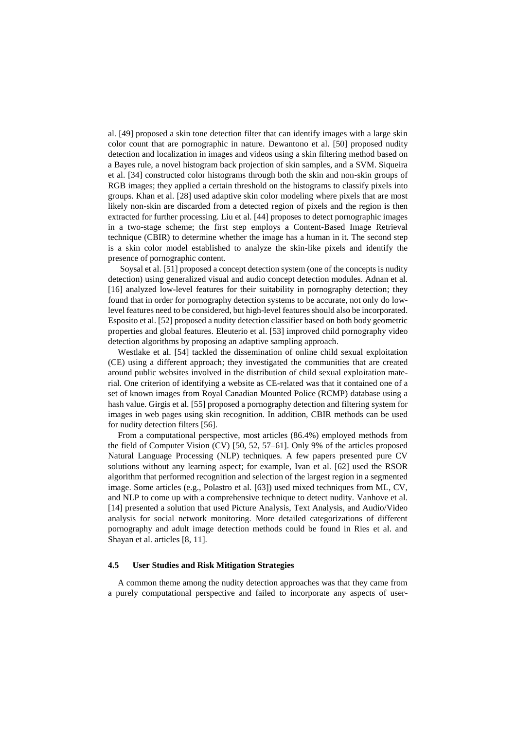al. [49] proposed a skin tone detection filter that can identify images with a large skin color count that are pornographic in nature. Dewantono et al. [50] proposed nudity detection and localization in images and videos using a skin filtering method based on a Bayes rule, a novel histogram back projection of skin samples, and a SVM. Siqueira et al. [34] constructed color histograms through both the skin and non-skin groups of RGB images; they applied a certain threshold on the histograms to classify pixels into groups. Khan et al. [28] used adaptive skin color modeling where pixels that are most likely non-skin are discarded from a detected region of pixels and the region is then extracted for further processing. Liu et al. [44] proposes to detect pornographic images in a two-stage scheme; the first step employs a Content-Based Image Retrieval technique (CBIR) to determine whether the image has a human in it. The second step is a skin color model established to analyze the skin-like pixels and identify the presence of pornographic content.

Soysal et al. [51] proposed a concept detection system (one of the concepts is nudity detection) using generalized visual and audio concept detection modules. Adnan et al. [16] analyzed low-level features for their suitability in pornography detection; they found that in order for pornography detection systems to be accurate, not only do low-level features need to be considered, but high-level features should also be incorporated. Esposito et al. [52] proposed a nudity detection classifier based on both body geometric properties and global features. Eleuterio et al. [53] improved child pornography video detection algorithms by proposing an adaptive sampling approach.

Westlake et al. [54] tackled the dissemination of online child sexual exploitation (CE) using a different approach; they investigated the communities that are created around public websites involved in the distribution of child sexual exploitation material. One criterion of identifying a website as CE-related was that it contained one of a set of known images from Royal Canadian Mounted Police (RCMP) database using a hash value. Girgis et al. [55] proposed a pornography detection and filtering system for images in web pages using skin recognition. In addition, CBIR methods can be used for nudity detection filters [56].

From a computational perspective, most articles (86.4%) employed methods from the field of Computer Vision (CV) [50, 52, 57–61]. Only 9% of the articles proposed Natural Language Processing (NLP) techniques. A few papers presented pure CV solutions without any learning aspect; for example, Ivan et al. [62] used the RSOR algorithm that performed recognition and selection of the largest region in a segmented image. Some articles (e.g., Polastro et al. [63]) used mixed techniques from ML, CV, and NLP to come up with a comprehensive technique to detect nudity. Vanhove et al. [14] presented a solution that used Picture Analysis, Text Analysis, and Audio/Video analysis for social network monitoring. More detailed categorizations of different pornography and adult image detection methods could be found in Ries et al. and Shayan et al. articles [8, 11].

### 4.5 User Studies and Risk Mitigation Strategies

A common theme among the nudity detection approaches was that they came from a purely computational perspective and failed to incorporate any aspects of user-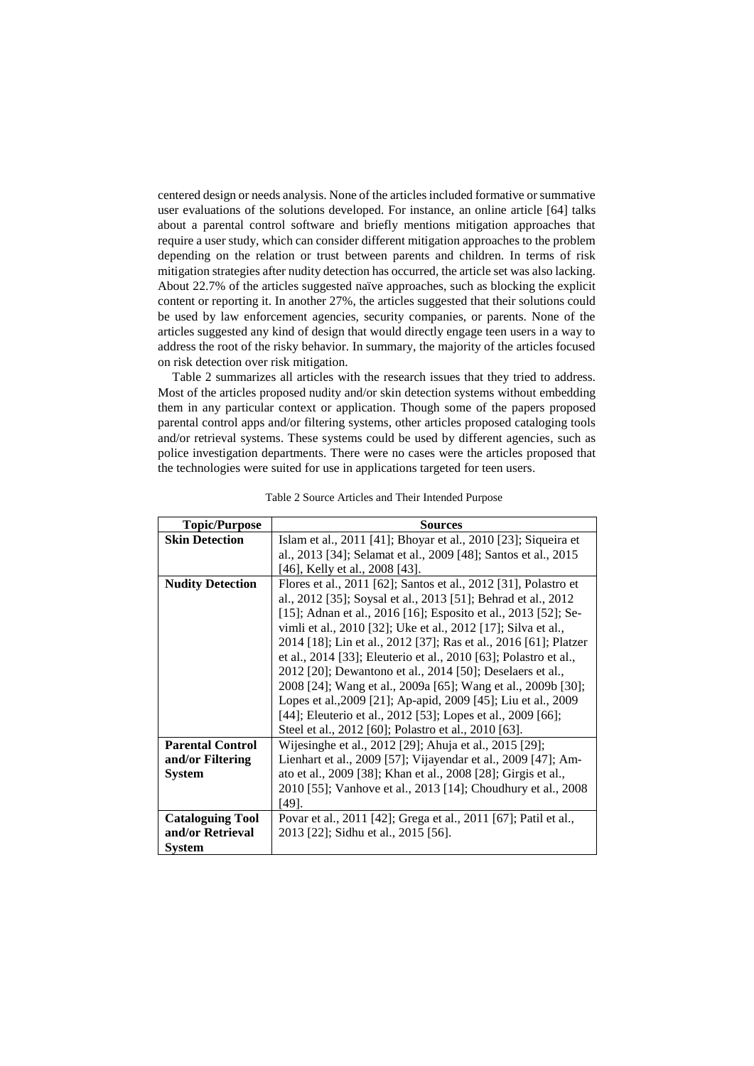centered design or needs analysis. None of the articles included formative or summative user evaluations of the solutions developed. For instance, an online article [64] talks about a parental control software and briefly mentions mitigation approaches that require a user study, which can consider different mitigation approaches to the problem depending on the relation or trust between parents and children. In terms of risk mitigation strategies after nudity detection has occurred, the article set was also lacking. About 22.7% of the articles suggested naïve approaches, such as blocking the explicit content or reporting it. In another 27%, the articles suggested that their solutions could be used by law enforcement agencies, security companies, or parents. None of the articles suggested any kind of design that would directly engage teen users in a way to address the root of the risky behavior. In summary, the majority of the articles focused on risk detection over risk mitigation.

Table 2 summarizes all articles with the research issues that they tried to address. Most of the articles proposed nudity and/or skin detection systems without embedding them in any particular context or application. Though some of the papers proposed parental control apps and/or filtering systems, other articles proposed cataloging tools and/or retrieval systems. These systems could be used by different agencies, such as police investigation departments. There were no cases were the articles proposed that the technologies were suited for use in applications targeted for teen users.

Table 2 Source Articles and Their Intended Purpose

| Topic/Purpose | Sources |
|---|---|
| **Skin Detection** | Islam et al., 2011 [41]; Bhoyar et al., 2010 [23]; Siqueira et al., 2013 [34]; Selamat et al., 2009 [48]; Santos et al., 2015 [46], Kelly et al., 2008 [43]. |
| **Nudity Detection** | Flores et al., 2011 [62]; Santos et al., 2012 [31], Polastro et al., 2012 [35]; Soysal et al., 2013 [51]; Behrad et al., 2012 [15]; Adnan et al., 2016 [16]; Esposito et al., 2013 [52]; Sevimli et al., 2010 [32]; Uke et al., 2012 [17]; Silva et al., 2014 [18]; Lin et al., 2012 [37]; Ras et al., 2016 [61]; Platzer et al., 2014 [33]; Eleuterio et al., 2010 [63]; Polastro et al., 2012 [20]; Dewantono et al., 2014 [50]; Deselaers et al., 2008 [24]; Wang et al., 2009a [65]; Wang et al., 2009b [30]; Lopes et al.,2009 [21]; Ap-apid, 2009 [45]; Liu et al., 2009 [44]; Eleuterio et al., 2012 [53]; Lopes et al., 2009 [66]; Steel et al., 2012 [60]; Polastro et al., 2010 [63]. |
| **Parental Control and/or Filtering System** | Wijesinghe et al., 2012 [29]; Ahuja et al., 2015 [29]; Lienhart et al., 2009 [57]; Vijayendar et al., 2009 [47]; Amato et al., 2009 [38]; Khan et al., 2008 [28]; Girgis et al., 2010 [55]; Vanhove et al., 2013 [14]; Choudhury et al., 2008 [49]. |
| **Cataloguing Tool and/or Retrieval System** | Povar et al., 2011 [42]; Grega et al., 2011 [67]; Patil et al., 2013 [22]; Sidhu et al., 2015 [56]. |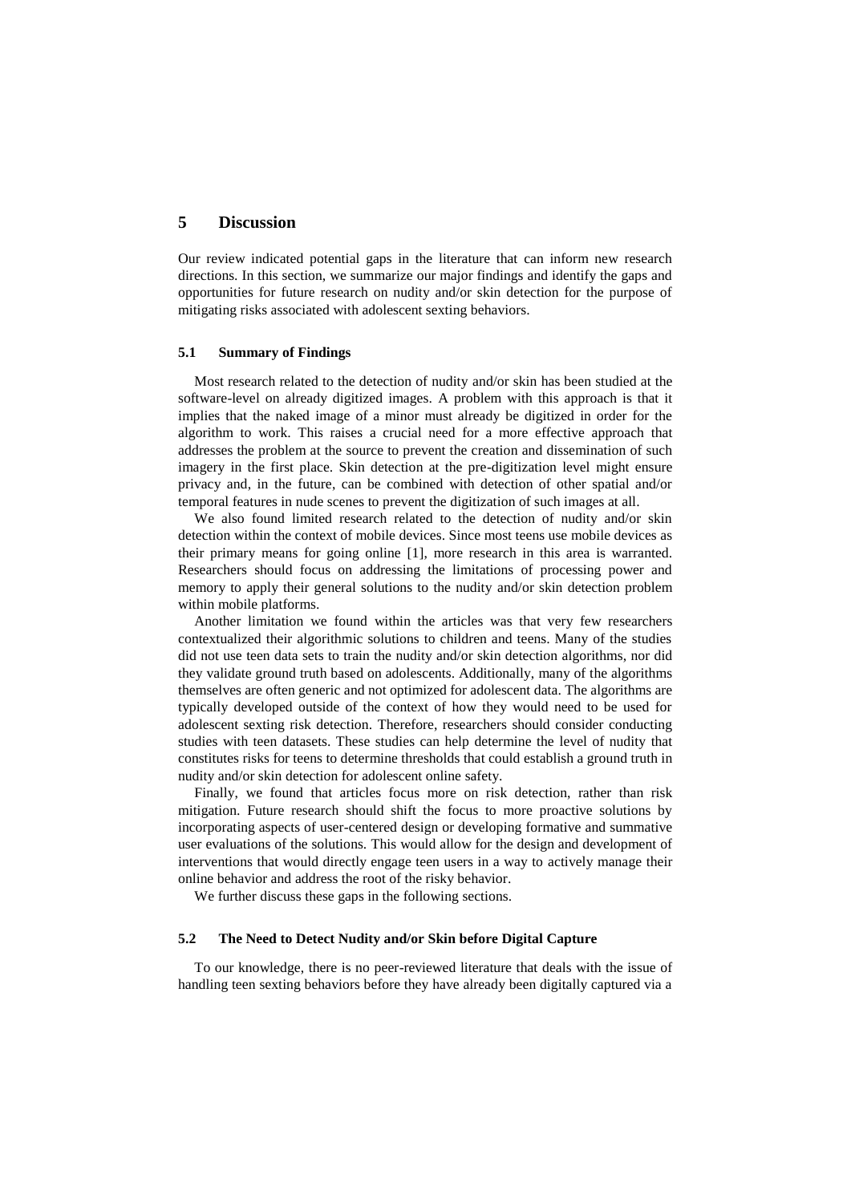## 5 Discussion

Our review indicated potential gaps in the literature that can inform new research directions. In this section, we summarize our major findings and identify the gaps and opportunities for future research on nudity and/or skin detection for the purpose of mitigating risks associated with adolescent sexting behaviors.

### 5.1 Summary of Findings

Most research related to the detection of nudity and/or skin has been studied at the software-level on already digitized images. A problem with this approach is that it implies that the naked image of a minor must already be digitized in order for the algorithm to work. This raises a crucial need for a more effective approach that addresses the problem at the source to prevent the creation and dissemination of such imagery in the first place. Skin detection at the pre-digitization level might ensure privacy and, in the future, can be combined with detection of other spatial and/or temporal features in nude scenes to prevent the digitization of such images at all.

We also found limited research related to the detection of nudity and/or skin detection within the context of mobile devices. Since most teens use mobile devices as their primary means for going online [1], more research in this area is warranted. Researchers should focus on addressing the limitations of processing power and memory to apply their general solutions to the nudity and/or skin detection problem within mobile platforms.

Another limitation we found within the articles was that very few researchers contextualized their algorithmic solutions to children and teens. Many of the studies did not use teen data sets to train the nudity and/or skin detection algorithms, nor did they validate ground truth based on adolescents. Additionally, many of the algorithms themselves are often generic and not optimized for adolescent data. The algorithms are typically developed outside of the context of how they would need to be used for adolescent sexting risk detection. Therefore, researchers should consider conducting studies with teen datasets. These studies can help determine the level of nudity that constitutes risks for teens to determine thresholds that could establish a ground truth in nudity and/or skin detection for adolescent online safety.

Finally, we found that articles focus more on risk detection, rather than risk mitigation. Future research should shift the focus to more proactive solutions by incorporating aspects of user-centered design or developing formative and summative user evaluations of the solutions. This would allow for the design and development of interventions that would directly engage teen users in a way to actively manage their online behavior and address the root of the risky behavior.

We further discuss these gaps in the following sections.

### 5.2 The Need to Detect Nudity and/or Skin before Digital Capture

To our knowledge, there is no peer-reviewed literature that deals with the issue of handling teen sexting behaviors before they have already been digitally captured via a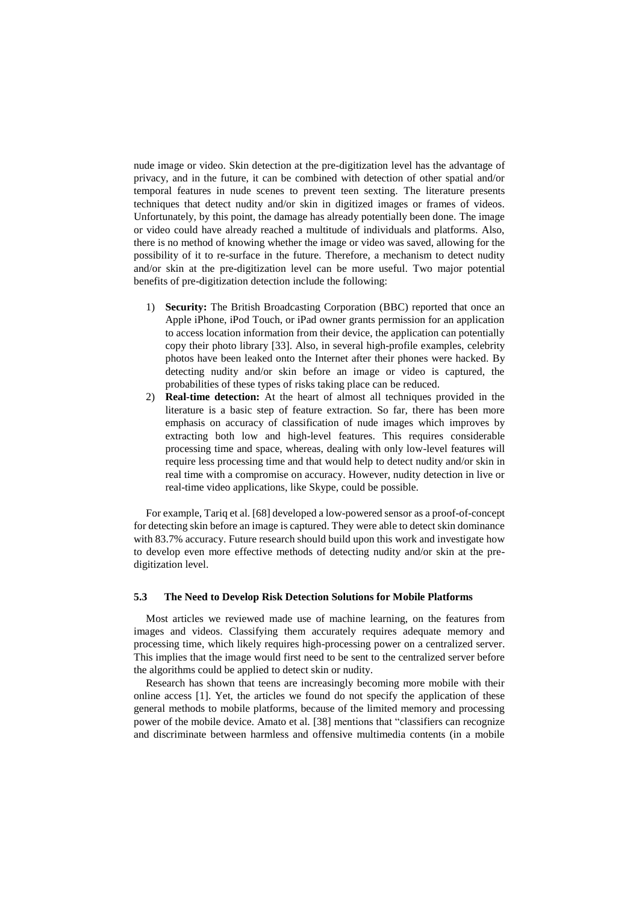nude image or video. Skin detection at the pre-digitization level has the advantage of privacy, and in the future, it can be combined with detection of other spatial and/or temporal features in nude scenes to prevent teen sexting. The literature presents techniques that detect nudity and/or skin in digitized images or frames of videos. Unfortunately, by this point, the damage has already potentially been done. The image or video could have already reached a multitude of individuals and platforms. Also, there is no method of knowing whether the image or video was saved, allowing for the possibility of it to re-surface in the future. Therefore, a mechanism to detect nudity and/or skin at the pre-digitization level can be more useful. Two major potential benefits of pre-digitization detection include the following:

1) **Security:** The British Broadcasting Corporation (BBC) reported that once an Apple iPhone, iPod Touch, or iPad owner grants permission for an application to access location information from their device, the application can potentially copy their photo library [33]. Also, in several high-profile examples, celebrity photos have been leaked onto the Internet after their phones were hacked. By detecting nudity and/or skin before an image or video is captured, the probabilities of these types of risks taking place can be reduced.
2) **Real-time detection:** At the heart of almost all techniques provided in the literature is a basic step of feature extraction. So far, there has been more emphasis on accuracy of classification of nude images which improves by extracting both low and high-level features. This requires considerable processing time and space, whereas, dealing with only low-level features will require less processing time and that would help to detect nudity and/or skin in real time with a compromise on accuracy. However, nudity detection in live or real-time video applications, like Skype, could be possible.

For example, Tariq et al. [68] developed a low-powered sensor as a proof-of-concept for detecting skin before an image is captured. They were able to detect skin dominance with 83.7% accuracy. Future research should build upon this work and investigate how to develop even more effective methods of detecting nudity and/or skin at the pre-digitization level.

### 5.3 The Need to Develop Risk Detection Solutions for Mobile Platforms

Most articles we reviewed made use of machine learning, on the features from images and videos. Classifying them accurately requires adequate memory and processing time, which likely requires high-processing power on a centralized server. This implies that the image would first need to be sent to the centralized server before the algorithms could be applied to detect skin or nudity.

Research has shown that teens are increasingly becoming more mobile with their online access [1]. Yet, the articles we found do not specify the application of these general methods to mobile platforms, because of the limited memory and processing power of the mobile device. Amato et al. [38] mentions that "classifiers can recognize and discriminate between harmless and offensive multimedia contents (in a mobile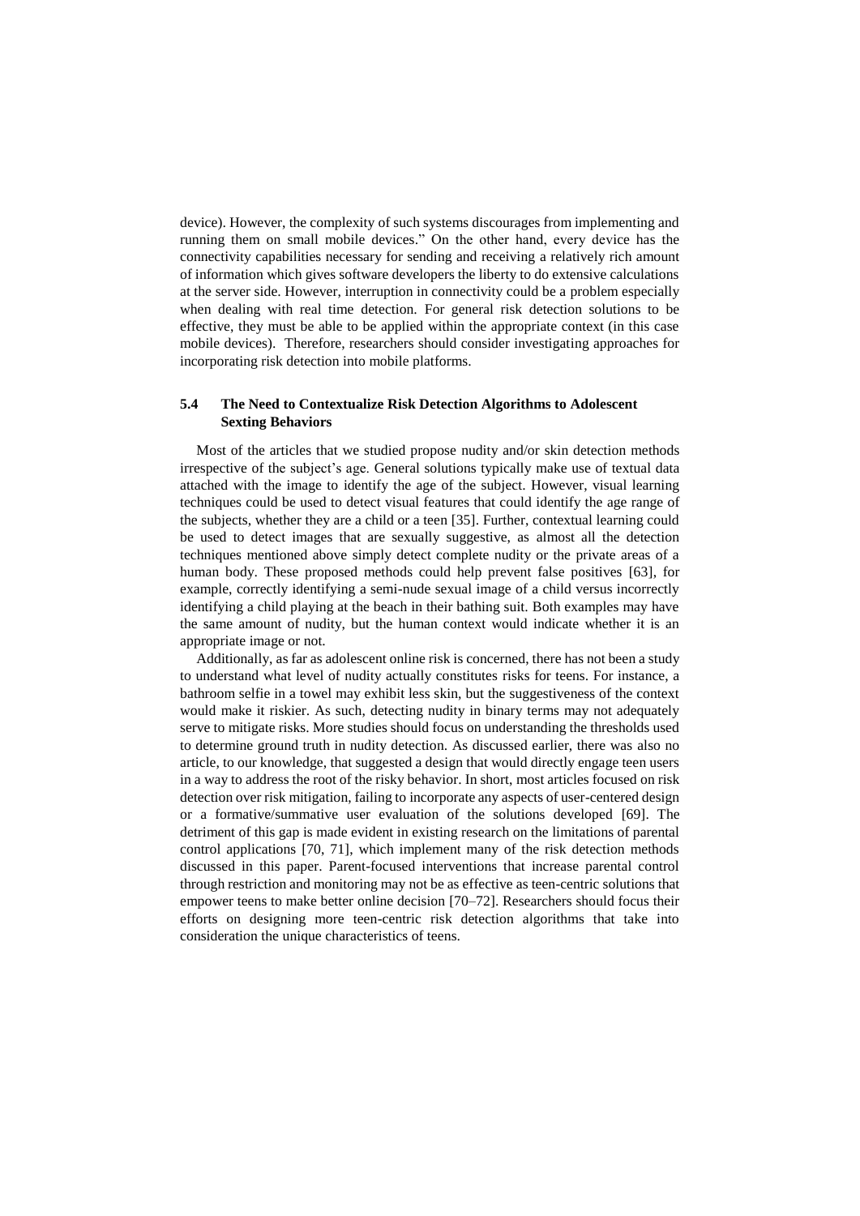device). However, the complexity of such systems discourages from implementing and running them on small mobile devices." On the other hand, every device has the connectivity capabilities necessary for sending and receiving a relatively rich amount of information which gives software developers the liberty to do extensive calculations at the server side. However, interruption in connectivity could be a problem especially when dealing with real time detection. For general risk detection solutions to be effective, they must be able to be applied within the appropriate context (in this case mobile devices). Therefore, researchers should consider investigating approaches for incorporating risk detection into mobile platforms.

### 5.4 The Need to Contextualize Risk Detection Algorithms to Adolescent Sexting Behaviors

Most of the articles that we studied propose nudity and/or skin detection methods irrespective of the subject's age. General solutions typically make use of textual data attached with the image to identify the age of the subject. However, visual learning techniques could be used to detect visual features that could identify the age range of the subjects, whether they are a child or a teen [35]. Further, contextual learning could be used to detect images that are sexually suggestive, as almost all the detection techniques mentioned above simply detect complete nudity or the private areas of a human body. These proposed methods could help prevent false positives [63], for example, correctly identifying a semi-nude sexual image of a child versus incorrectly identifying a child playing at the beach in their bathing suit. Both examples may have the same amount of nudity, but the human context would indicate whether it is an appropriate image or not.

Additionally, as far as adolescent online risk is concerned, there has not been a study to understand what level of nudity actually constitutes risks for teens. For instance, a bathroom selfie in a towel may exhibit less skin, but the suggestiveness of the context would make it riskier. As such, detecting nudity in binary terms may not adequately serve to mitigate risks. More studies should focus on understanding the thresholds used to determine ground truth in nudity detection. As discussed earlier, there was also no article, to our knowledge, that suggested a design that would directly engage teen users in a way to address the root of the risky behavior. In short, most articles focused on risk detection over risk mitigation, failing to incorporate any aspects of user-centered design or a formative/summative user evaluation of the solutions developed [69]. The detriment of this gap is made evident in existing research on the limitations of parental control applications [70, 71], which implement many of the risk detection methods discussed in this paper. Parent-focused interventions that increase parental control through restriction and monitoring may not be as effective as teen-centric solutions that empower teens to make better online decision [70–72]. Researchers should focus their efforts on designing more teen-centric risk detection algorithms that take into consideration the unique characteristics of teens.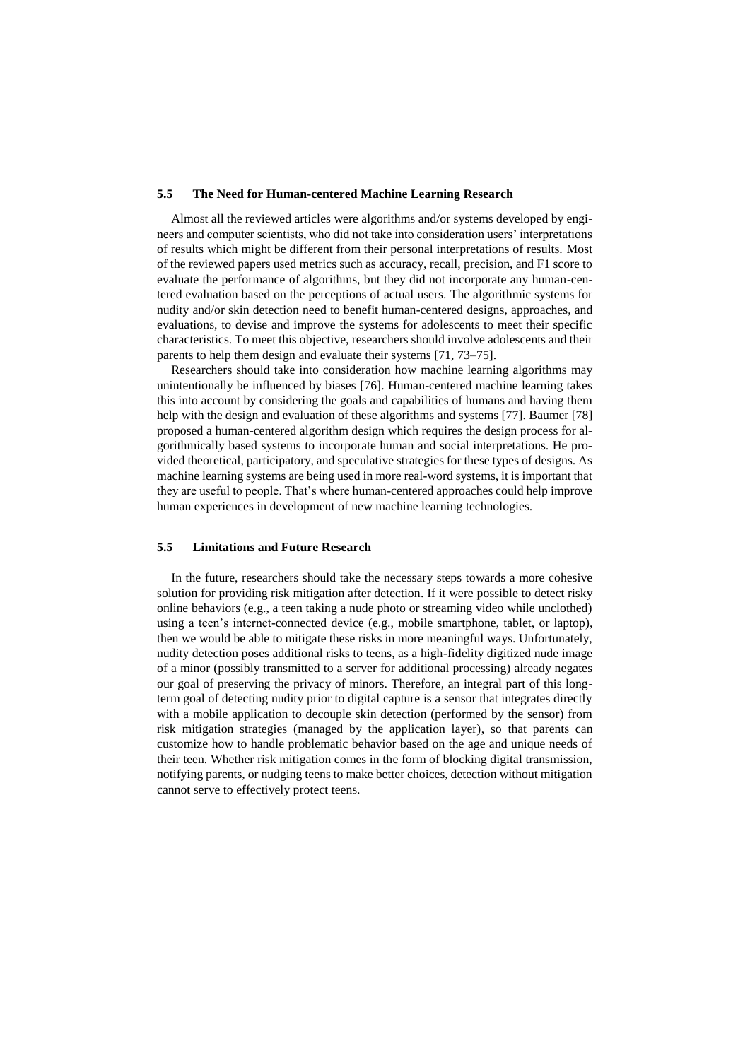### 5.5 The Need for Human-centered Machine Learning Research

Almost all the reviewed articles were algorithms and/or systems developed by engineers and computer scientists, who did not take into consideration users' interpretations of results which might be different from their personal interpretations of results. Most of the reviewed papers used metrics such as accuracy, recall, precision, and F1 score to evaluate the performance of algorithms, but they did not incorporate any human-centered evaluation based on the perceptions of actual users. The algorithmic systems for nudity and/or skin detection need to benefit human-centered designs, approaches, and evaluations, to devise and improve the systems for adolescents to meet their specific characteristics. To meet this objective, researchers should involve adolescents and their parents to help them design and evaluate their systems [71, 73–75].

Researchers should take into consideration how machine learning algorithms may unintentionally be influenced by biases [76]. Human-centered machine learning takes this into account by considering the goals and capabilities of humans and having them help with the design and evaluation of these algorithms and systems [77]. Baumer [78] proposed a human-centered algorithm design which requires the design process for algorithmically based systems to incorporate human and social interpretations. He provided theoretical, participatory, and speculative strategies for these types of designs. As machine learning systems are being used in more real-word systems, it is important that they are useful to people. That's where human-centered approaches could help improve human experiences in development of new machine learning technologies.

### 5.5 Limitations and Future Research

In the future, researchers should take the necessary steps towards a more cohesive solution for providing risk mitigation after detection. If it were possible to detect risky online behaviors (e.g., a teen taking a nude photo or streaming video while unclothed) using a teen's internet-connected device (e.g., mobile smartphone, tablet, or laptop), then we would be able to mitigate these risks in more meaningful ways. Unfortunately, nudity detection poses additional risks to teens, as a high-fidelity digitized nude image of a minor (possibly transmitted to a server for additional processing) already negates our goal of preserving the privacy of minors. Therefore, an integral part of this long-term goal of detecting nudity prior to digital capture is a sensor that integrates directly with a mobile application to decouple skin detection (performed by the sensor) from risk mitigation strategies (managed by the application layer), so that parents can customize how to handle problematic behavior based on the age and unique needs of their teen. Whether risk mitigation comes in the form of blocking digital transmission, notifying parents, or nudging teens to make better choices, detection without mitigation cannot serve to effectively protect teens.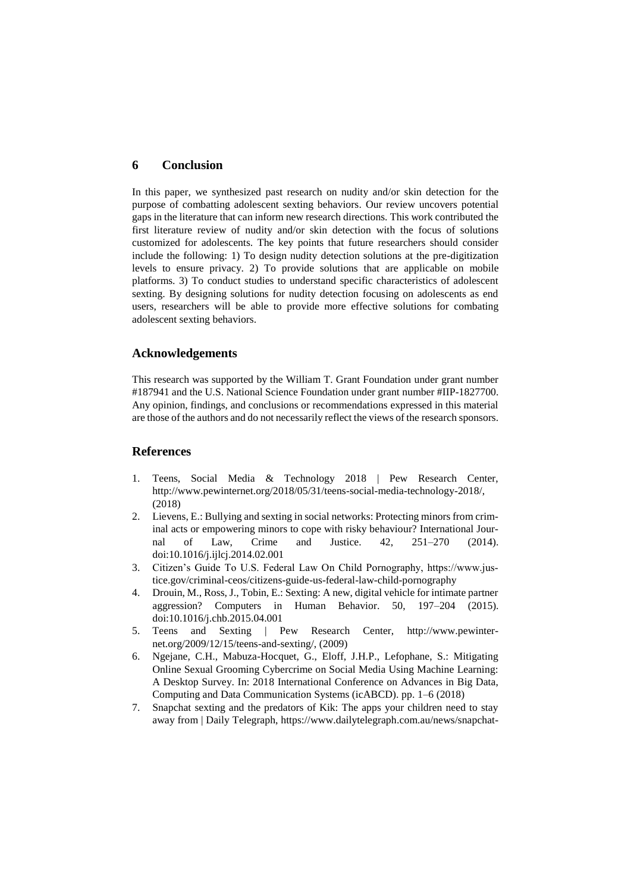## 6 Conclusion

In this paper, we synthesized past research on nudity and/or skin detection for the purpose of combatting adolescent sexting behaviors. Our review uncovers potential gaps in the literature that can inform new research directions. This work contributed the first literature review of nudity and/or skin detection with the focus of solutions customized for adolescents. The key points that future researchers should consider include the following: 1) To design nudity detection solutions at the pre-digitization levels to ensure privacy. 2) To provide solutions that are applicable on mobile platforms. 3) To conduct studies to understand specific characteristics of adolescent sexting. By designing solutions for nudity detection focusing on adolescents as end users, researchers will be able to provide more effective solutions for combating adolescent sexting behaviors.

## Acknowledgements

This research was supported by the William T. Grant Foundation under grant number #187941 and the U.S. National Science Foundation under grant number #IIP-1827700. Any opinion, findings, and conclusions or recommendations expressed in this material are those of the authors and do not necessarily reflect the views of the research sponsors.

## References

1. Teens, Social Media & Technology 2018 | Pew Research Center, http://www.pewinternet.org/2018/05/31/teens-social-media-technology-2018/, (2018)
2. Lievens, E.: Bullying and sexting in social networks: Protecting minors from criminal acts or empowering minors to cope with risky behaviour? International Journal of Law, Crime and Justice. 42, 251–270 (2014). doi:10.1016/j.ijlcj.2014.02.001
3. Citizen's Guide To U.S. Federal Law On Child Pornography, https://www.justice.gov/criminal-ceos/citizens-guide-us-federal-law-child-pornography
4. Drouin, M., Ross, J., Tobin, E.: Sexting: A new, digital vehicle for intimate partner aggression? Computers in Human Behavior. 50, 197–204 (2015). doi:10.1016/j.chb.2015.04.001
5. Teens and Sexting | Pew Research Center, http://www.pewinternet.org/2009/12/15/teens-and-sexting/, (2009)
6. Ngejane, C.H., Mabuza-Hocquet, G., Eloff, J.H.P., Lefophane, S.: Mitigating Online Sexual Grooming Cybercrime on Social Media Using Machine Learning: A Desktop Survey. In: 2018 International Conference on Advances in Big Data, Computing and Data Communication Systems (icABCD). pp. 1–6 (2018)
7. Snapchat sexting and the predators of Kik: The apps your children need to stay away from | Daily Telegraph, https://www.dailytelegraph.com.au/news/snapchat-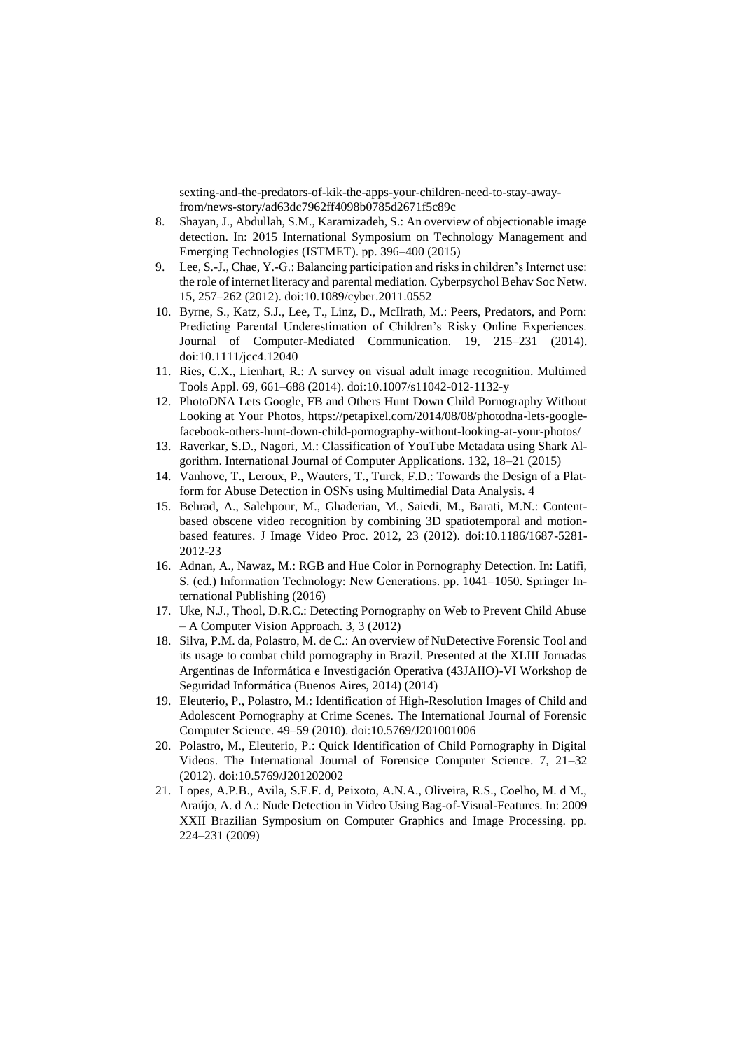sexting-and-the-predators-of-kik-the-apps-your-children-need-to-stay-away-from/news-story/ad63dc7962ff4098b0785d2671f5c89c

8. Shayan, J., Abdullah, S.M., Karamizadeh, S.: An overview of objectionable image detection. In: 2015 International Symposium on Technology Management and Emerging Technologies (ISTMET). pp. 396–400 (2015)
9. Lee, S.-J., Chae, Y.-G.: Balancing participation and risks in children's Internet use: the role of internet literacy and parental mediation. Cyberpsychol Behav Soc Netw. 15, 257–262 (2012). doi:10.1089/cyber.2011.0552
10. Byrne, S., Katz, S.J., Lee, T., Linz, D., McIlrath, M.: Peers, Predators, and Porn: Predicting Parental Underestimation of Children's Risky Online Experiences. Journal of Computer-Mediated Communication. 19, 215–231 (2014). doi:10.1111/jcc4.12040
11. Ries, C.X., Lienhart, R.: A survey on visual adult image recognition. Multimed Tools Appl. 69, 661–688 (2014). doi:10.1007/s11042-012-1132-y
12. PhotoDNA Lets Google, FB and Others Hunt Down Child Pornography Without Looking at Your Photos, https://petapixel.com/2014/08/08/photodna-lets-google-facebook-others-hunt-down-child-pornography-without-looking-at-your-photos/
13. Raverkar, S.D., Nagori, M.: Classification of YouTube Metadata using Shark Algorithm. International Journal of Computer Applications. 132, 18–21 (2015)
14. Vanhove, T., Leroux, P., Wauters, T., Turck, F.D.: Towards the Design of a Platform for Abuse Detection in OSNs using Multimedial Data Analysis. 4
15. Behrad, A., Salehpour, M., Ghaderian, M., Saiedi, M., Barati, M.N.: Content-based obscene video recognition by combining 3D spatiotemporal and motion-based features. J Image Video Proc. 2012, 23 (2012). doi:10.1186/1687-5281-2012-23
16. Adnan, A., Nawaz, M.: RGB and Hue Color in Pornography Detection. In: Latifi, S. (ed.) Information Technology: New Generations. pp. 1041–1050. Springer International Publishing (2016)
17. Uke, N.J., Thool, D.R.C.: Detecting Pornography on Web to Prevent Child Abuse – A Computer Vision Approach. 3, 3 (2012)
18. Silva, P.M. da, Polastro, M. de C.: An overview of NuDetective Forensic Tool and its usage to combat child pornography in Brazil. Presented at the XLIII Jornadas Argentinas de Informática e Investigación Operativa (43JAIIO)-VI Workshop de Seguridad Informática (Buenos Aires, 2014) (2014)
19. Eleuterio, P., Polastro, M.: Identification of High-Resolution Images of Child and Adolescent Pornography at Crime Scenes. The International Journal of Forensic Computer Science. 49–59 (2010). doi:10.5769/J201001006
20. Polastro, M., Eleuterio, P.: Quick Identification of Child Pornography in Digital Videos. The International Journal of Forensice Computer Science. 7, 21–32 (2012). doi:10.5769/J201202002
21. Lopes, A.P.B., Avila, S.E.F. d, Peixoto, A.N.A., Oliveira, R.S., Coelho, M. d M., Araújo, A. d A.: Nude Detection in Video Using Bag-of-Visual-Features. In: 2009 XXII Brazilian Symposium on Computer Graphics and Image Processing. pp. 224–231 (2009)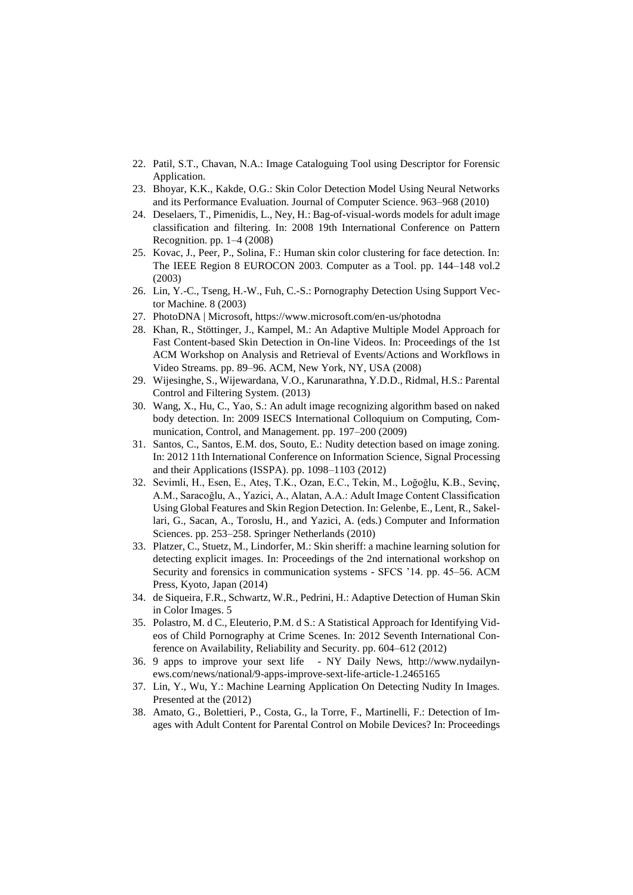22. Patil, S.T., Chavan, N.A.: Image Cataloguing Tool using Descriptor for Forensic Application.
23. Bhoyar, K.K., Kakde, O.G.: Skin Color Detection Model Using Neural Networks and its Performance Evaluation. Journal of Computer Science. 963–968 (2010)
24. Deselaers, T., Pimenidis, L., Ney, H.: Bag-of-visual-words models for adult image classification and filtering. In: 2008 19th International Conference on Pattern Recognition. pp. 1–4 (2008)
25. Kovac, J., Peer, P., Solina, F.: Human skin color clustering for face detection. In: The IEEE Region 8 EUROCON 2003. Computer as a Tool. pp. 144–148 vol.2 (2003)
26. Lin, Y.-C., Tseng, H.-W., Fuh, C.-S.: Pornography Detection Using Support Vector Machine. 8 (2003)
27. PhotoDNA | Microsoft, https://www.microsoft.com/en-us/photodna
28. Khan, R., Stöttinger, J., Kampel, M.: An Adaptive Multiple Model Approach for Fast Content-based Skin Detection in On-line Videos. In: Proceedings of the 1st ACM Workshop on Analysis and Retrieval of Events/Actions and Workflows in Video Streams. pp. 89–96. ACM, New York, NY, USA (2008)
29. Wijesinghe, S., Wijewardana, V.O., Karunarathna, Y.D.D., Ridmal, H.S.: Parental Control and Filtering System. (2013)
30. Wang, X., Hu, C., Yao, S.: An adult image recognizing algorithm based on naked body detection. In: 2009 ISECS International Colloquium on Computing, Communication, Control, and Management. pp. 197–200 (2009)
31. Santos, C., Santos, E.M. dos, Souto, E.: Nudity detection based on image zoning. In: 2012 11th International Conference on Information Science, Signal Processing and their Applications (ISSPA). pp. 1098–1103 (2012)
32. Sevimli, H., Esen, E., Ateş, T.K., Ozan, E.C., Tekin, M., Loğoğlu, K.B., Sevinç, A.M., Saracoğlu, A., Yazici, A., Alatan, A.A.: Adult Image Content Classification Using Global Features and Skin Region Detection. In: Gelenbe, E., Lent, R., Sakellari, G., Sacan, A., Toroslu, H., and Yazici, A. (eds.) Computer and Information Sciences. pp. 253–258. Springer Netherlands (2010)
33. Platzer, C., Stuetz, M., Lindorfer, M.: Skin sheriff: a machine learning solution for detecting explicit images. In: Proceedings of the 2nd international workshop on Security and forensics in communication systems - SFCS '14. pp. 45–56. ACM Press, Kyoto, Japan (2014)
34. de Siqueira, F.R., Schwartz, W.R., Pedrini, H.: Adaptive Detection of Human Skin in Color Images. 5
35. Polastro, M. d C., Eleuterio, P.M. d S.: A Statistical Approach for Identifying Videos of Child Pornography at Crime Scenes. In: 2012 Seventh International Conference on Availability, Reliability and Security. pp. 604–612 (2012)
36. 9 apps to improve your sext life - NY Daily News, http://www.nydailynews.com/news/national/9-apps-improve-sext-life-article-1.2465165
37. Lin, Y., Wu, Y.: Machine Learning Application On Detecting Nudity In Images. Presented at the (2012)
38. Amato, G., Bolettieri, P., Costa, G., la Torre, F., Martinelli, F.: Detection of Images with Adult Content for Parental Control on Mobile Devices? In: Proceedings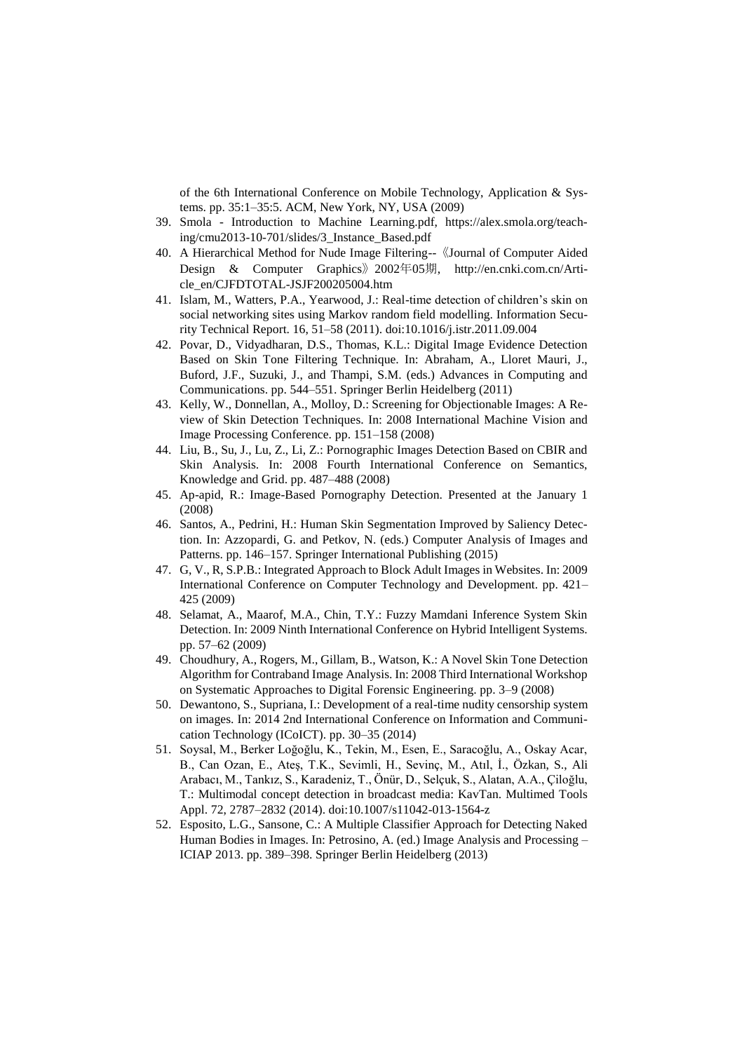of the 6th International Conference on Mobile Technology, Application & Systems. pp. 35:1–35:5. ACM, New York, NY, USA (2009)

39. Smola - Introduction to Machine Learning.pdf, https://alex.smola.org/teaching/cmu2013-10-701/slides/3_Instance_Based.pdf
40. A Hierarchical Method for Nude Image Filtering--《Journal of Computer Aided Design & Computer Graphics》2002年05期, http://en.cnki.com.cn/Article_en/CJFDTOTAL-JSJF200205004.htm
41. Islam, M., Watters, P.A., Yearwood, J.: Real-time detection of children's skin on social networking sites using Markov random field modelling. Information Security Technical Report. 16, 51–58 (2011). doi:10.1016/j.istr.2011.09.004
42. Povar, D., Vidyadharan, D.S., Thomas, K.L.: Digital Image Evidence Detection Based on Skin Tone Filtering Technique. In: Abraham, A., Lloret Mauri, J., Buford, J.F., Suzuki, J., and Thampi, S.M. (eds.) Advances in Computing and Communications. pp. 544–551. Springer Berlin Heidelberg (2011)
43. Kelly, W., Donnellan, A., Molloy, D.: Screening for Objectionable Images: A Review of Skin Detection Techniques. In: 2008 International Machine Vision and Image Processing Conference. pp. 151–158 (2008)
44. Liu, B., Su, J., Lu, Z., Li, Z.: Pornographic Images Detection Based on CBIR and Skin Analysis. In: 2008 Fourth International Conference on Semantics, Knowledge and Grid. pp. 487–488 (2008)
45. Ap-apid, R.: Image-Based Pornography Detection. Presented at the January 1 (2008)
46. Santos, A., Pedrini, H.: Human Skin Segmentation Improved by Saliency Detection. In: Azzopardi, G. and Petkov, N. (eds.) Computer Analysis of Images and Patterns. pp. 146–157. Springer International Publishing (2015)
47. G, V., R, S.P.B.: Integrated Approach to Block Adult Images in Websites. In: 2009 International Conference on Computer Technology and Development. pp. 421–425 (2009)
48. Selamat, A., Maarof, M.A., Chin, T.Y.: Fuzzy Mamdani Inference System Skin Detection. In: 2009 Ninth International Conference on Hybrid Intelligent Systems. pp. 57–62 (2009)
49. Choudhury, A., Rogers, M., Gillam, B., Watson, K.: A Novel Skin Tone Detection Algorithm for Contraband Image Analysis. In: 2008 Third International Workshop on Systematic Approaches to Digital Forensic Engineering. pp. 3–9 (2008)
50. Dewantono, S., Supriana, I.: Development of a real-time nudity censorship system on images. In: 2014 2nd International Conference on Information and Communication Technology (ICoICT). pp. 30–35 (2014)
51. Soysal, M., Berker Loğoğlu, K., Tekin, M., Esen, E., Saracoğlu, A., Oskay Acar, B., Can Ozan, E., Ateş, T.K., Sevimli, H., Sevinç, M., Atıl, İ., Özkan, S., Ali Arabacı, M., Tankız, S., Karadeniz, T., Önür, D., Selçuk, S., Alatan, A.A., Çiloğlu, T.: Multimodal concept detection in broadcast media: KavTan. Multimed Tools Appl. 72, 2787–2832 (2014). doi:10.1007/s11042-013-1564-z
52. Esposito, L.G., Sansone, C.: A Multiple Classifier Approach for Detecting Naked Human Bodies in Images. In: Petrosino, A. (ed.) Image Analysis and Processing – ICIAP 2013. pp. 389–398. Springer Berlin Heidelberg (2013)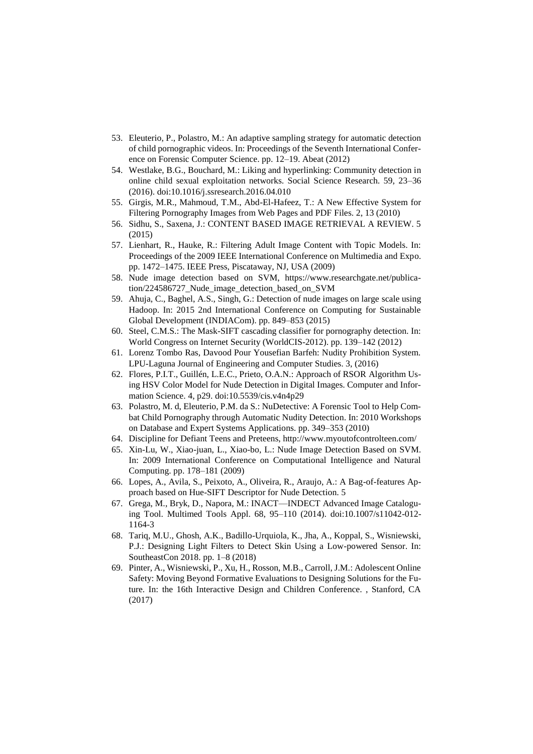53. Eleuterio, P., Polastro, M.: An adaptive sampling strategy for automatic detection of child pornographic videos. In: Proceedings of the Seventh International Conference on Forensic Computer Science. pp. 12–19. Abeat (2012)
54. Westlake, B.G., Bouchard, M.: Liking and hyperlinking: Community detection in online child sexual exploitation networks. Social Science Research. 59, 23–36 (2016). doi:10.1016/j.ssresearch.2016.04.010
55. Girgis, M.R., Mahmoud, T.M., Abd-El-Hafeez, T.: A New Effective System for Filtering Pornography Images from Web Pages and PDF Files. 2, 13 (2010)
56. Sidhu, S., Saxena, J.: CONTENT BASED IMAGE RETRIEVAL A REVIEW. 5 (2015)
57. Lienhart, R., Hauke, R.: Filtering Adult Image Content with Topic Models. In: Proceedings of the 2009 IEEE International Conference on Multimedia and Expo. pp. 1472–1475. IEEE Press, Piscataway, NJ, USA (2009)
58. Nude image detection based on SVM, https://www.researchgate.net/publication/224586727_Nude_image_detection_based_on_SVM
59. Ahuja, C., Baghel, A.S., Singh, G.: Detection of nude images on large scale using Hadoop. In: 2015 2nd International Conference on Computing for Sustainable Global Development (INDIACom). pp. 849–853 (2015)
60. Steel, C.M.S.: The Mask-SIFT cascading classifier for pornography detection. In: World Congress on Internet Security (WorldCIS-2012). pp. 139–142 (2012)
61. Lorenz Tombo Ras, Davood Pour Yousefian Barfeh: Nudity Prohibition System. LPU-Laguna Journal of Engineering and Computer Studies. 3, (2016)
62. Flores, P.I.T., Guillén, L.E.C., Prieto, O.A.N.: Approach of RSOR Algorithm Using HSV Color Model for Nude Detection in Digital Images. Computer and Information Science. 4, p29. doi:10.5539/cis.v4n4p29
63. Polastro, M. d, Eleuterio, P.M. da S.: NuDetective: A Forensic Tool to Help Combat Child Pornography through Automatic Nudity Detection. In: 2010 Workshops on Database and Expert Systems Applications. pp. 349–353 (2010)
64. Discipline for Defiant Teens and Preteens, http://www.myoutofcontrolteen.com/
65. Xin-Lu, W., Xiao-juan, L., Xiao-bo, L.: Nude Image Detection Based on SVM. In: 2009 International Conference on Computational Intelligence and Natural Computing. pp. 178–181 (2009)
66. Lopes, A., Avila, S., Peixoto, A., Oliveira, R., Araujo, A.: A Bag-of-features Approach based on Hue-SIFT Descriptor for Nude Detection. 5
67. Grega, M., Bryk, D., Napora, M.: INACT—INDECT Advanced Image Cataloguing Tool. Multimed Tools Appl. 68, 95–110 (2014). doi:10.1007/s11042-012-1164-3
68. Tariq, M.U., Ghosh, A.K., Badillo-Urquiola, K., Jha, A., Koppal, S., Wisniewski, P.J.: Designing Light Filters to Detect Skin Using a Low-powered Sensor. In: SoutheastCon 2018. pp. 1–8 (2018)
69. Pinter, A., Wisniewski, P., Xu, H., Rosson, M.B., Carroll, J.M.: Adolescent Online Safety: Moving Beyond Formative Evaluations to Designing Solutions for the Future. In: the 16th Interactive Design and Children Conference. , Stanford, CA (2017)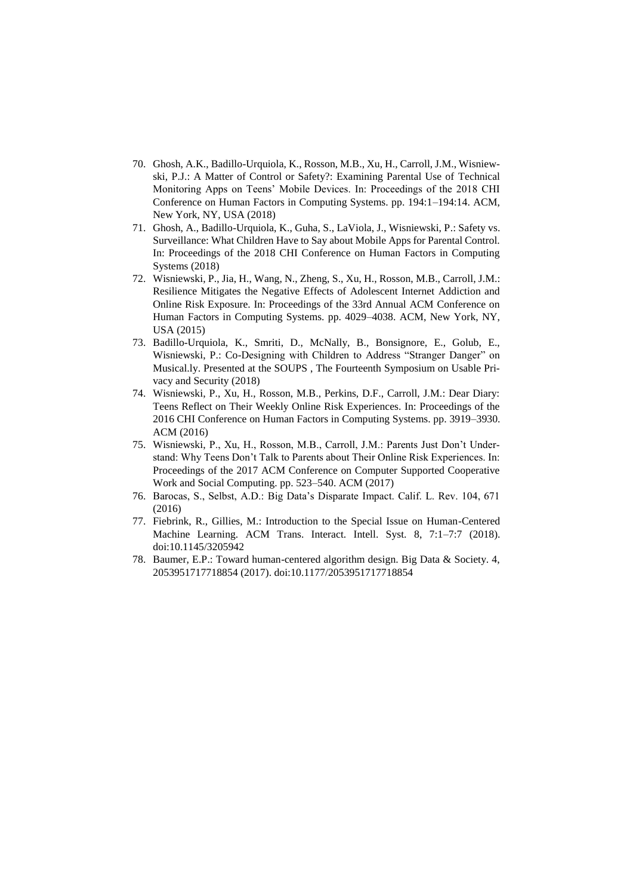70. Ghosh, A.K., Badillo-Urquiola, K., Rosson, M.B., Xu, H., Carroll, J.M., Wisniewski, P.J.: A Matter of Control or Safety?: Examining Parental Use of Technical Monitoring Apps on Teens' Mobile Devices. In: Proceedings of the 2018 CHI Conference on Human Factors in Computing Systems. pp. 194:1–194:14. ACM, New York, NY, USA (2018)
71. Ghosh, A., Badillo-Urquiola, K., Guha, S., LaViola, J., Wisniewski, P.: Safety vs. Surveillance: What Children Have to Say about Mobile Apps for Parental Control. In: Proceedings of the 2018 CHI Conference on Human Factors in Computing Systems (2018)
72. Wisniewski, P., Jia, H., Wang, N., Zheng, S., Xu, H., Rosson, M.B., Carroll, J.M.: Resilience Mitigates the Negative Effects of Adolescent Internet Addiction and Online Risk Exposure. In: Proceedings of the 33rd Annual ACM Conference on Human Factors in Computing Systems. pp. 4029–4038. ACM, New York, NY, USA (2015)
73. Badillo-Urquiola, K., Smriti, D., McNally, B., Bonsignore, E., Golub, E., Wisniewski, P.: Co-Designing with Children to Address "Stranger Danger" on Musical.ly. Presented at the SOUPS , The Fourteenth Symposium on Usable Privacy and Security (2018)
74. Wisniewski, P., Xu, H., Rosson, M.B., Perkins, D.F., Carroll, J.M.: Dear Diary: Teens Reflect on Their Weekly Online Risk Experiences. In: Proceedings of the 2016 CHI Conference on Human Factors in Computing Systems. pp. 3919–3930. ACM (2016)
75. Wisniewski, P., Xu, H., Rosson, M.B., Carroll, J.M.: Parents Just Don't Understand: Why Teens Don't Talk to Parents about Their Online Risk Experiences. In: Proceedings of the 2017 ACM Conference on Computer Supported Cooperative Work and Social Computing. pp. 523–540. ACM (2017)
76. Barocas, S., Selbst, A.D.: Big Data's Disparate Impact. Calif. L. Rev. 104, 671 (2016)
77. Fiebrink, R., Gillies, M.: Introduction to the Special Issue on Human-Centered Machine Learning. ACM Trans. Interact. Intell. Syst. 8, 7:1–7:7 (2018). doi:10.1145/3205942
78. Baumer, E.P.: Toward human-centered algorithm design. Big Data & Society. 4, 2053951717718854 (2017). doi:10.1177/2053951717718854